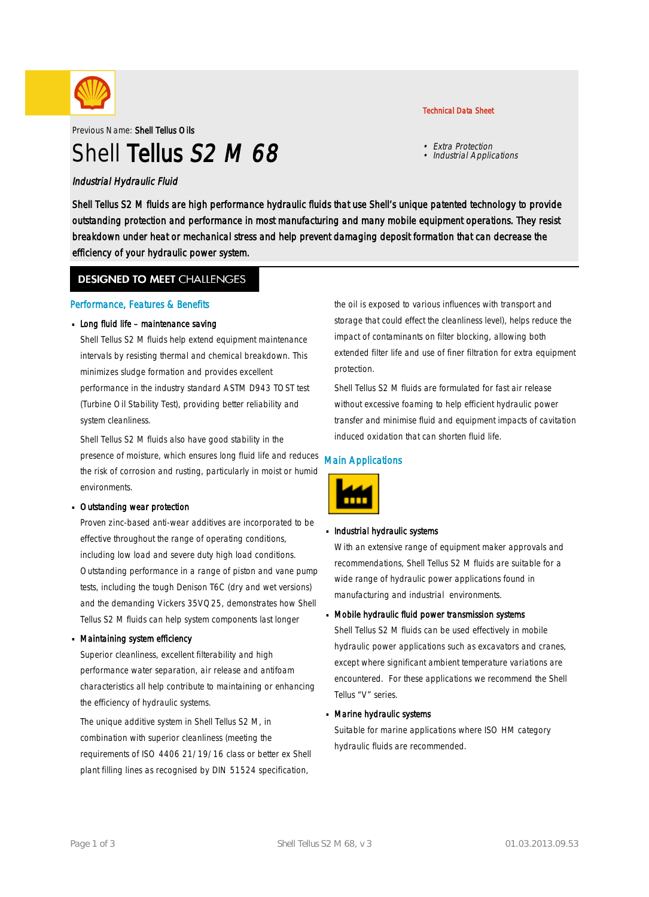Technical Data Sheet

Previous Name: **Shell Tellus Oils**

# Shell **Tellus** *S2 M 68*

- *Extra Protection*
- *Industrial Applications*

*Industrial Hydraulic Fluid*

Shell Tellus S2 M fluids are high performance hydraulic fluids that use Shell's unique patented technology to provide outstanding protection and performance in most manufacturing and many mobile equipment operations. They resist breakdown under heat or mechanical stress and help prevent damaging deposit formation that can decrease the efficiency of your hydraulic power system.

## DESIGNED TO MEET CHALLENGES

### Performance, Features & Benefits

- **Long fluid life – maintenance saving**

  Shell Tellus S2 M fluids help extend equipment maintenance intervals by resisting thermal and chemical breakdown. This minimizes sludge formation and provides excellent performance in the industry standard ASTM D943 TOST test (Turbine Oil Stability Test), providing better reliability and system cleanliness.

  Shell Tellus S2 M fluids also have good stability in the presence of moisture, which ensures long fluid life and reduces the risk of corrosion and rusting, particularly in moist or humid environments.

- **Outstanding wear protection**

  Proven zinc-based anti-wear additives are incorporated to be effective throughout the range of operating conditions, including low load and severe duty high load conditions. Outstanding performance in a range of piston and vane pump tests, including the tough Denison T6C (dry and wet versions) and the demanding Vickers 35VQ25, demonstrates how Shell Tellus S2 M fluids can help system components last longer

- **Maintaining system efficiency**

  Superior cleanliness, excellent filterability and high performance water separation, air release and antifoam characteristics all help contribute to maintaining or enhancing the efficiency of hydraulic systems.

  The unique additive system in Shell Tellus S2 M, in combination with superior cleanliness (meeting the requirements of ISO 4406 21/19/16 class or better ex Shell plant filling lines as recognised by DIN 51524 specification, the oil is exposed to various influences with transport and storage that could effect the cleanliness level), helps reduce the impact of contaminants on filter blocking, allowing both extended filter life and use of finer filtration for extra equipment protection.

  Shell Tellus S2 M fluids are formulated for fast air release without excessive foaming to help efficient hydraulic power transfer and minimise fluid and equipment impacts of cavitation induced oxidation that can shorten fluid life.

### Main Applications

- **Industrial hydraulic systems**

  With an extensive range of equipment maker approvals and recommendations, Shell Tellus S2 M fluids are suitable for a wide range of hydraulic power applications found in manufacturing and industrial environments.

- **Mobile hydraulic fluid power transmission systems**

  Shell Tellus S2 M fluids can be used effectively in mobile hydraulic power applications such as excavators and cranes, except where significant ambient temperature variations are encountered. For these applications we recommend the Shell Tellus "V" series.

- **Marine hydraulic systems**

  Suitable for marine applications where ISO HM category hydraulic fluids are recommended.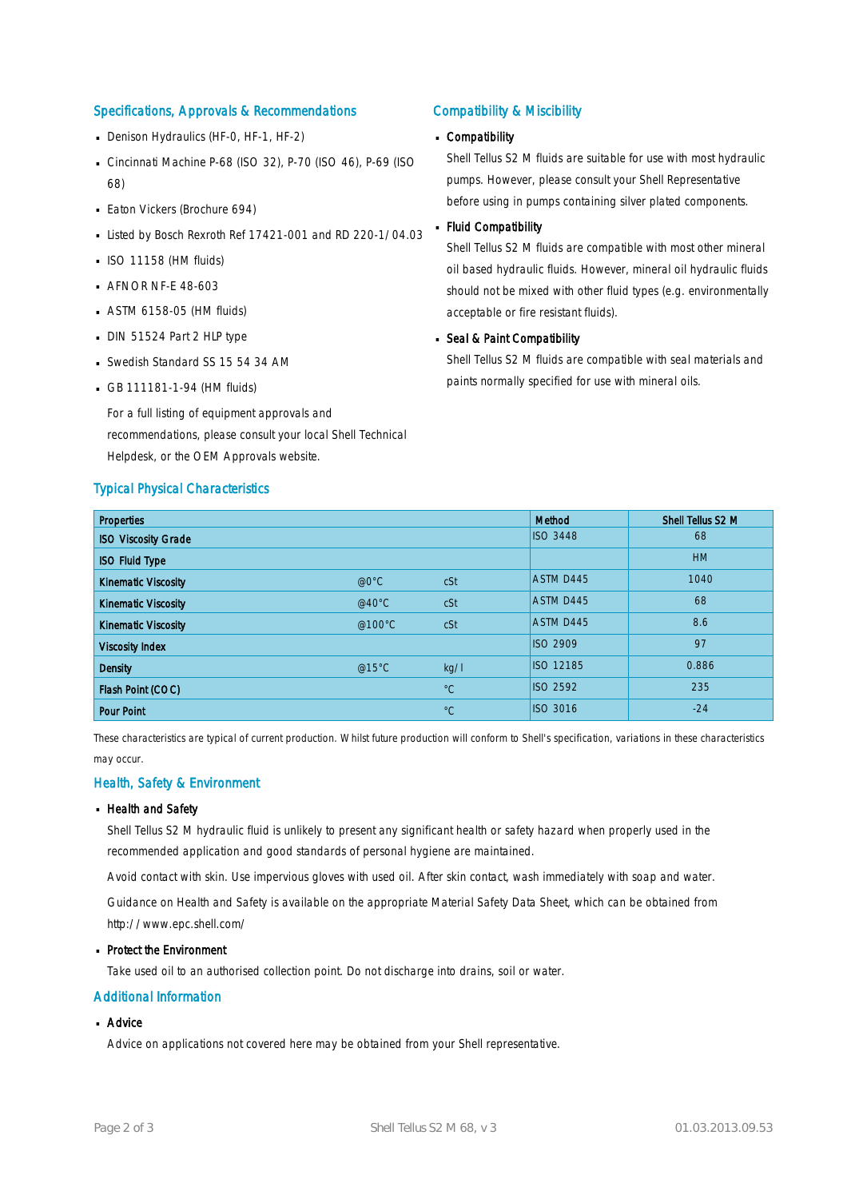## Specifications, Approvals & Recommendations

- Denison Hydraulics (HF-0, HF-1, HF-2)
- Cincinnati Machine P-68 (ISO 32), P-70 (ISO 46), P-69 (ISO 68)
- Eaton Vickers (Brochure 694)
- Listed by Bosch Rexroth Ref 17421-001 and RD 220-1/04.03
- ISO 11158 (HM fluids)
- AFNOR NF-E 48-603
- ASTM 6158-05 (HM fluids)
- DIN 51524 Part 2 HLP type
- Swedish Standard SS 15 54 34 AM
- GB 111181-1-94 (HM fluids)

  For a full listing of equipment approvals and recommendations, please consult your local Shell Technical Helpdesk, or the OEM Approvals website.

## Compatibility & Miscibility

- **Compatibility**

  Shell Tellus S2 M fluids are suitable for use with most hydraulic pumps. However, please consult your Shell Representative before using in pumps containing silver plated components.

- **Fluid Compatibility**

  Shell Tellus S2 M fluids are compatible with most other mineral oil based hydraulic fluids. However, mineral oil hydraulic fluids should not be mixed with other fluid types (e.g. environmentally acceptable or fire resistant fluids).

- **Seal & Paint Compatibility**

  Shell Tellus S2 M fluids are compatible with seal materials and paints normally specified for use with mineral oils.

## Typical Physical Characteristics

| Properties | | | Method | Shell Tellus S2 M |
|---|---|---|---|---|
| ISO Viscosity Grade | | | ISO 3448 | 68 |
| ISO Fluid Type | | | | HM |
| Kinematic Viscosity | @0°C | cSt | ASTM D445 | 1040 |
| Kinematic Viscosity | @40°C | cSt | ASTM D445 | 68 |
| Kinematic Viscosity | @100°C | cSt | ASTM D445 | 8.6 |
| Viscosity Index | | | ISO 2909 | 97 |
| Density | @15°C | kg/l | ISO 12185 | 0.886 |
| Flash Point (COC) | | °C | ISO 2592 | 235 |
| Pour Point | | °C | ISO 3016 | -24 |

These characteristics are typical of current production. Whilst future production will conform to Shell's specification, variations in these characteristics may occur.

## Health, Safety & Environment

- **Health and Safety**

  Shell Tellus S2 M hydraulic fluid is unlikely to present any significant health or safety hazard when properly used in the recommended application and good standards of personal hygiene are maintained.

  Avoid contact with skin. Use impervious gloves with used oil. After skin contact, wash immediately with soap and water.

  Guidance on Health and Safety is available on the appropriate Material Safety Data Sheet, which can be obtained from http://www.epc.shell.com/

- **Protect the Environment**

  Take used oil to an authorised collection point. Do not discharge into drains, soil or water.

## Additional Information

- **Advice**

  Advice on applications not covered here may be obtained from your Shell representative.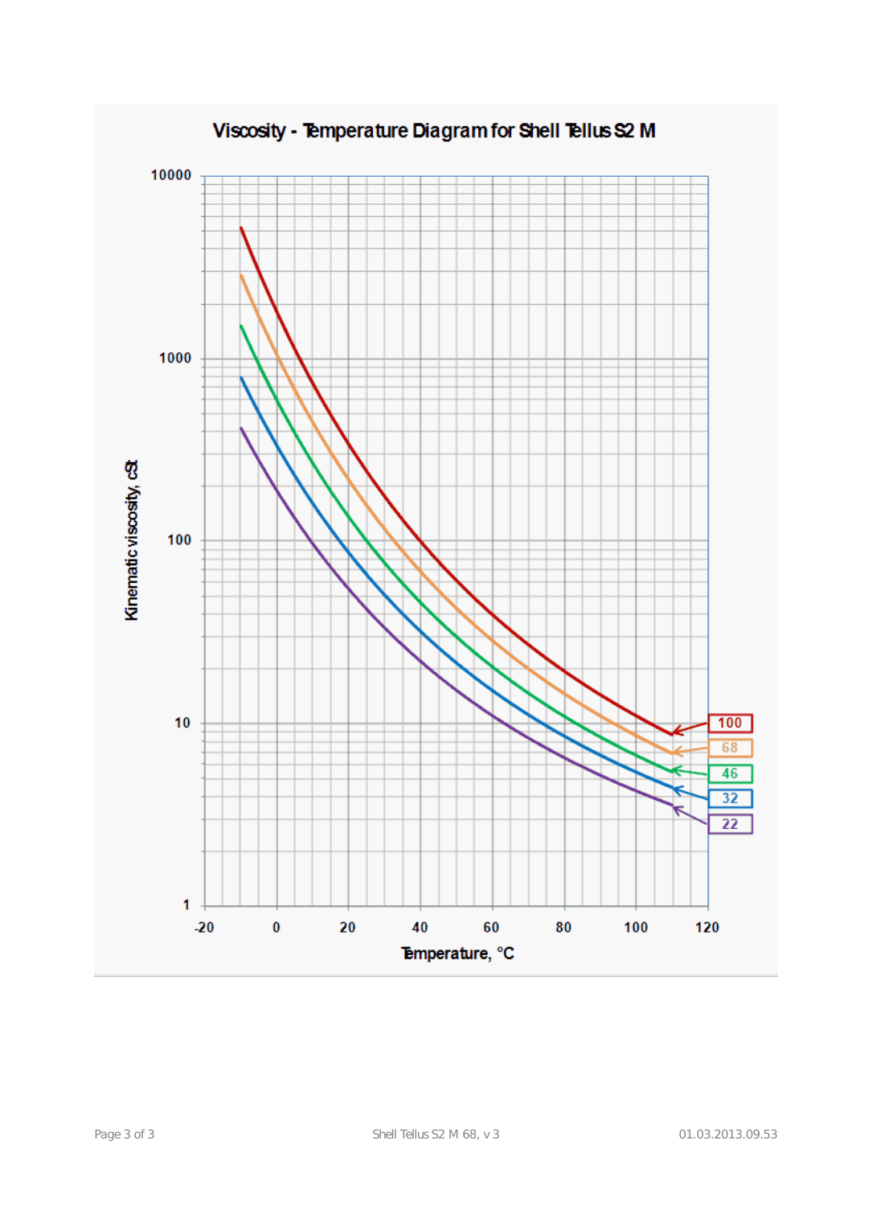# Viscosity - Temperature Diagram for Shell Tellus S2 M

Kinematic viscosity, cSt

10000

1000

100

10

1

-20

0

20

40

60

80

100

120

Temperature, °C

100

68

46

32

22